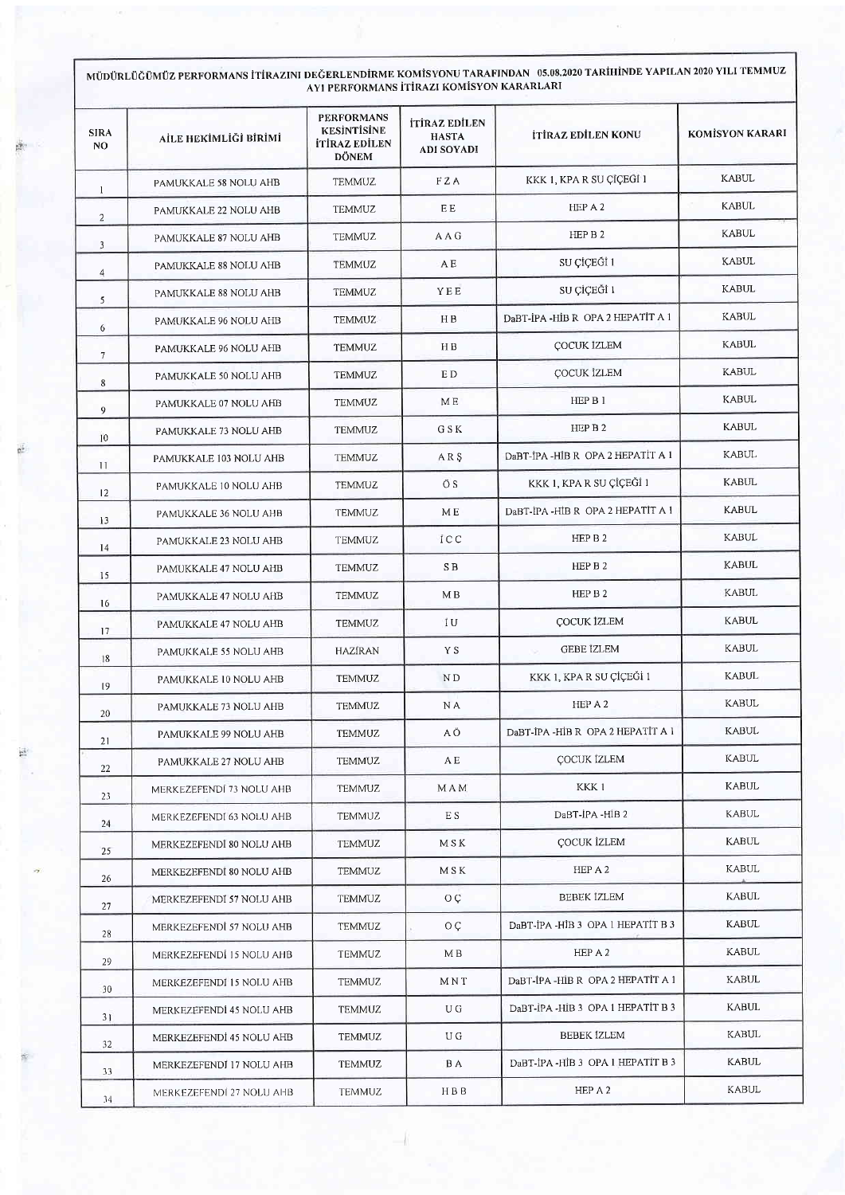## MÜDÜRLÜĞÜMÜZ PERFORMANS İTİRAZINI DEĞERLENDİRME KOMİSYONU TARAFINDAN 05.08.2020 TARİHİNDE YAPILAN 2020 YILI TEMMUZ AYI PERFORMANS İTİRAZI KOMİSYON KARARLARI

| SIRA NO | AİLE HEKİMLİĞİ BİRİMİ | PERFORMANS KESİNTİSİNE İTİRAZ EDİLEN DÖNEM | İTİRAZ EDİLEN HASTA ADI SOYADI | İTİRAZ EDİLEN KONU | KOMİSYON KARARI |
|---|---|---|---|---|---|
| 1 | PAMUKKALE 58 NOLU AHB | TEMMUZ | F Z A | KKK 1, KPA R SU ÇİÇEĞİ 1 | KABUL |
| 2 | PAMUKKALE 22 NOLU AHB | TEMMUZ | E E | HEP A 2 | KABUL |
| 3 | PAMUKKALE 87 NOLU AHB | TEMMUZ | A A G | HEP B 2 | KABUL |
| 4 | PAMUKKALE 88 NOLU AHB | TEMMUZ | A E | SU ÇİÇEĞİ 1 | KABUL |
| 5 | PAMUKKALE 88 NOLU AHB | TEMMUZ | Y E E | SU ÇİÇEĞİ 1 | KABUL |
| 6 | PAMUKKALE 96 NOLU AHB | TEMMUZ | H B | DaBT-İPA -HİB R OPA 2 HEPATİT A 1 | KABUL |
| 7 | PAMUKKALE 96 NOLU AHB | TEMMUZ | H B | ÇOCUK İZLEM | KABUL |
| 8 | PAMUKKALE 50 NOLU AHB | TEMMUZ | E D | ÇOCUK İZLEM | KABUL |
| 9 | PAMUKKALE 07 NOLU AHB | TEMMUZ | M E | HEP B 1 | KABUL |
| 10 | PAMUKKALE 73 NOLU AHB | TEMMUZ | G S K | HEP B 2 | KABUL |
| 11 | PAMUKKALE 103 NOLU AHB | TEMMUZ | A R Ş | DaBT-İPA -HİB R OPA 2 HEPATİT A 1 | KABUL |
| 12 | PAMUKKALE 10 NOLU AHB | TEMMUZ | Ö S | KKK 1, KPA R SU ÇİÇEĞİ 1 | KABUL |
| 13 | PAMUKKALE 36 NOLU AHB | TEMMUZ | M E | DaBT-İPA -HİB R OPA 2 HEPATİT A 1 | KABUL |
| 14 | PAMUKKALE 23 NOLU AHB | TEMMUZ | İ C C | HEP B 2 | KABUL |
| 15 | PAMUKKALE 47 NOLU AHB | TEMMUZ | S B | HEP B 2 | KABUL |
| 16 | PAMUKKALE 47 NOLU AHB | TEMMUZ | M B | HEP B 2 | KABUL |
| 17 | PAMUKKALE 47 NOLU AHB | TEMMUZ | İ U | ÇOCUK İZLEM | KABUL |
| 18 | PAMUKKALE 55 NOLU AHB | HAZİRAN | Y S | GEBE İZLEM | KABUL |
| 19 | PAMUKKALE 10 NOLU AHB | TEMMUZ | N D | KKK 1, KPA R SU ÇİÇEĞİ 1 | KABUL |
| 20 | PAMUKKALE 73 NOLU AHB | TEMMUZ | N A | HEP A 2 | KABUL |
| 21 | PAMUKKALE 99 NOLU AHB | TEMMUZ | A Ö | DaBT-İPA -HİB R OPA 2 HEPATİT A 1 | KABUL |
| 22 | PAMUKKALE 27 NOLU AHB | TEMMUZ | A E | ÇOCUK İZLEM | KABUL |
| 23 | MERKEZEFENDİ 73 NOLU AHB | TEMMUZ | M A M | KKK 1 | KABUL |
| 24 | MERKEZEFENDİ 63 NOLU AHB | TEMMUZ | E S | DaBT-İPA -HİB 2 | KABUL |
| 25 | MERKEZEFENDİ 80 NOLU AHB | TEMMUZ | M S K | ÇOCUK İZLEM | KABUL |
| 26 | MERKEZEFENDİ 80 NOLU AHB | TEMMUZ | M S K | HEP A 2 | KABUL |
| 27 | MERKEZEFENDİ 57 NOLU AHB | TEMMUZ | O Ç | BEBEK İZLEM | KABUL |
| 28 | MERKEZEFENDİ 57 NOLU AHB | TEMMUZ | O Ç | DaBT-İPA -HİB 3 OPA 1 HEPATİT B 3 | KABUL |
| 29 | MERKEZEFENDİ 15 NOLU AHB | TEMMUZ | M B | HEP A 2 | KABUL |
| 30 | MERKEZEFENDİ 15 NOLU AHB | TEMMUZ | M N T | DaBT-İPA -HİB R OPA 2 HEPATİT A 1 | KABUL |
| 31 | MERKEZEFENDİ 45 NOLU AHB | TEMMUZ | U G | DaBT-İPA -HİB 3 OPA 1 HEPATİT B 3 | KABUL |
| 32 | MERKEZEFENDİ 45 NOLU AHB | TEMMUZ | U G | BEBEK İZLEM | KABUL |
| 33 | MERKEZEFENDİ 17 NOLU AHB | TEMMUZ | B A | DaBT-İPA -HİB 3 OPA 1 HEPATİT B 3 | KABUL |
| 34 | MERKEZEFENDİ 27 NOLU AHB | TEMMUZ | H B B | HEP A 2 | KABUL |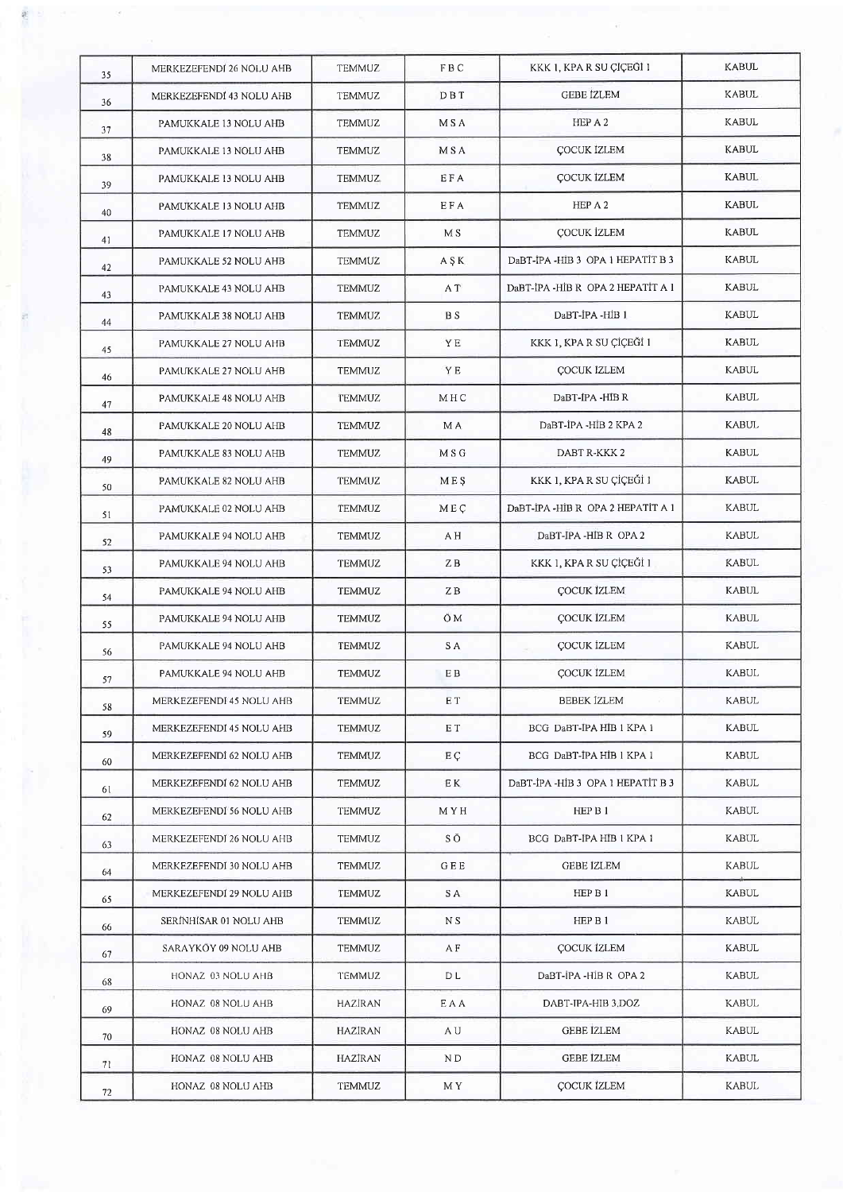| 35 | MERKEZEFENDİ 26 NOLU AHB | TEMMUZ | F B C | KKK 1, KPA R SU ÇİÇEĞİ 1 | KABUL |
|---|---|---|---|---|---|
| 36 | MERKEZEFENDİ 43 NOLU AHB | TEMMUZ | D B T | GEBE İZLEM | KABUL |
| 37 | PAMUKKALE 13 NOLU AHB | TEMMUZ | M S A | HEP A 2 | KABUL |
| 38 | PAMUKKALE 13 NOLU AHB | TEMMUZ | M S A | ÇOCUK İZLEM | KABUL |
| 39 | PAMUKKALE 13 NOLU AHB | TEMMUZ | E F A | ÇOCUK İZLEM | KABUL |
| 40 | PAMUKKALE 13 NOLU AHB | TEMMUZ | E F A | HEP A 2 | KABUL |
| 41 | PAMUKKALE 17 NOLU AHB | TEMMUZ | M S | ÇOCUK İZLEM | KABUL |
| 42 | PAMUKKALE 52 NOLU AHB | TEMMUZ | A Ş K | DaBT-İPA -HİB 3 OPA 1 HEPATİT B 3 | KABUL |
| 43 | PAMUKKALE 43 NOLU AHB | TEMMUZ | A T | DaBT-İPA -HİB R OPA 2 HEPATİT A 1 | KABUL |
| 44 | PAMUKKALE 38 NOLU AHB | TEMMUZ | B S | DaBT-İPA -HİB 1 | KABUL |
| 45 | PAMUKKALE 27 NOLU AHB | TEMMUZ | Y E | KKK 1, KPA R SU ÇİÇEĞİ 1 | KABUL |
| 46 | PAMUKKALE 27 NOLU AHB | TEMMUZ | Y E | ÇOCUK İZLEM | KABUL |
| 47 | PAMUKKALE 48 NOLU AHB | TEMMUZ | M H C | DaBT-İPA -HİB R | KABUL |
| 48 | PAMUKKALE 20 NOLU AHB | TEMMUZ | M A | DaBT-İPA -HİB 2 KPA 2 | KABUL |
| 49 | PAMUKKALE 83 NOLU AHB | TEMMUZ | M S G | DABT R-KKK 2 | KABUL |
| 50 | PAMUKKALE 82 NOLU AHB | TEMMUZ | M E Ş | KKK 1, KPA R SU ÇİÇEĞİ 1 | KABUL |
| 51 | PAMUKKALE 02 NOLU AHB | TEMMUZ | M E Ç | DaBT-İPA -HİB R OPA 2 HEPATİT A 1 | KABUL |
| 52 | PAMUKKALE 94 NOLU AHB | TEMMUZ | A H | DaBT-İPA -HİB R OPA 2 | KABUL |
| 53 | PAMUKKALE 94 NOLU AHB | TEMMUZ | Z B | KKK 1, KPA R SU ÇİÇEĞİ 1 | KABUL |
| 54 | PAMUKKALE 94 NOLU AHB | TEMMUZ | Z B | ÇOCUK İZLEM | KABUL |
| 55 | PAMUKKALE 94 NOLU AHB | TEMMUZ | Ö M | ÇOCUK İZLEM | KABUL |
| 56 | PAMUKKALE 94 NOLU AHB | TEMMUZ | S A | ÇOCUK İZLEM | KABUL |
| 57 | PAMUKKALE 94 NOLU AHB | TEMMUZ | E B | ÇOCUK İZLEM | KABUL |
| 58 | MERKEZEFENDI 45 NOLU AHB | TEMMUZ | E T | BEBEK İZLEM | KABUL |
| 59 | MERKEZEFENDI 45 NOLU AHB | TEMMUZ | E T | BCG DaBT-İPA HİB 1 KPA 1 | KABUL |
| 60 | MERKEZEFENDİ 62 NOLU AHB | TEMMUZ | E Ç | BCG DaBT-İPA HİB 1 KPA 1 | KABUL |
| 61 | MERKEZEFENDI 62 NOLU AHB | TEMMUZ | E K | DaBT-İPA -HİB 3 OPA 1 HEPATİT B 3 | KABUL |
| 62 | MERKEZEFENDI 56 NOLU AHB | TEMMUZ | M Y H | HEP B 1 | KABUL |
| 63 | MERKEZEFENDI 26 NOLU AHB | TEMMUZ | S Ö | BCG DaBT-İPA HİB 1 KPA 1 | KABUL |
| 64 | MERKEZEFENDI 30 NOLU AHB | TEMMUZ | G E E | GEBE İZLEM | KABUL |
| 65 | MERKEZEFENDİ 29 NOLU AHB | TEMMUZ | S A | HEP B 1 | KABUL |
| 66 | SERİNHİSAR 01 NOLU AHB | TEMMUZ | N S | HEP B 1 | KABUL |
| 67 | SARAYKÖY 09 NOLU AHB | TEMMUZ | A F | ÇOCUK İZLEM | KABUL |
| 68 | HONAZ 03 NOLU AHB | TEMMUZ | D L | DaBT-İPA -HİB R OPA 2 | KABUL |
| 69 | HONAZ 08 NOLU AHB | HAZİRAN | E A A | DABT-IPA-HIB 3.DOZ | KABUL |
| 70 | HONAZ 08 NOLU AHB | HAZİRAN | A U | GEBE İZLEM | KABUL |
| 71 | HONAZ 08 NOLU AHB | HAZİRAN | N D | GEBE İZLEM | KABUL |
| 72 | HONAZ 08 NOLU AHB | TEMMUZ | M Y | ÇOCUK İZLEM | KABUL |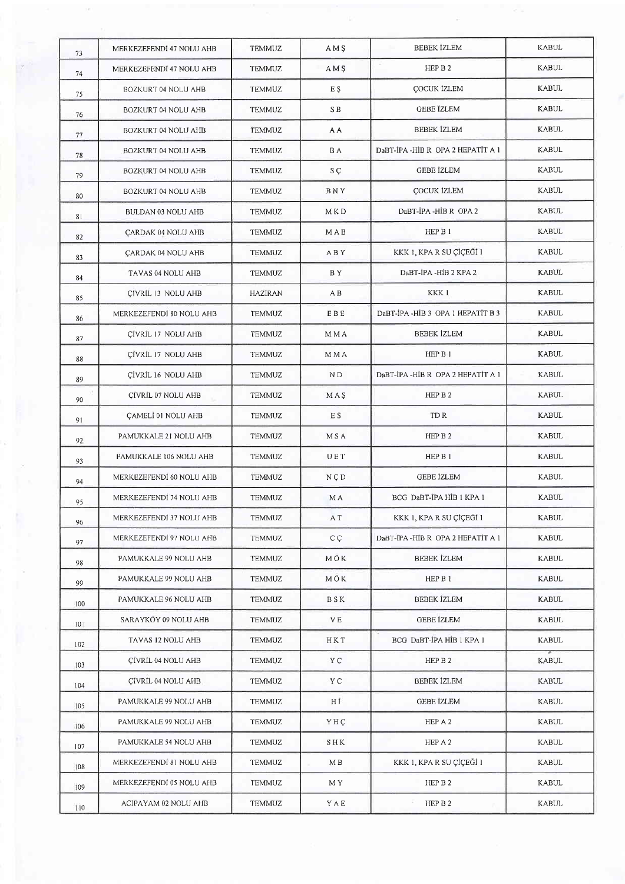| | | | | | |
|---|---|---|---|---|---|
| 73 | MERKEZEFENDİ 47 NOLU AHB | TEMMUZ | A M Ş | BEBEK İZLEM | KABUL |
| 74 | MERKEZEFENDİ 47 NOLU AHB | TEMMUZ | A M Ş | HEP B 2 | KABUL |
| 75 | BOZKURT 04 NOLU AHB | TEMMUZ | E Ş | ÇOCUK İZLEM | KABUL |
| 76 | BOZKURT 04 NOLU AHB | TEMMUZ | S B | GEBE İZLEM | KABUL |
| 77 | BOZKURT 04 NOLU AHB | TEMMUZ | A A | BEBEK İZLEM | KABUL |
| 78 | BOZKURT 04 NOLU AHB | TEMMUZ | B A | DaBT-İPA -HİB R OPA 2 HEPATİT A 1 | KABUL |
| 79 | BOZKURT 04 NOLU AHB | TEMMUZ | S Ç | GEBE İZLEM | KABUL |
| 80 | BOZKURT 04 NOLU AHB | TEMMUZ | B N Y | ÇOCUK İZLEM | KABUL |
| 81 | BULDAN 03 NOLU AHB | TEMMUZ | M K D | DaBT-İPA -HİB R OPA 2 | KABUL |
| 82 | ÇARDAK 04 NOLU AHB | TEMMUZ | M A B | HEP B 1 | KABUL |
| 83 | ÇARDAK 04 NOLU AHB | TEMMUZ | A B Y | KKK 1, KPA R SU ÇİÇEĞİ 1 | KABUL |
| 84 | TAVAS 04 NOLU AHB | TEMMUZ | B Y | DaBT-İPA -HİB 2 KPA 2 | KABUL |
| 85 | ÇİVRİL 13 NOLU AHB | HAZİRAN | A B | KKK 1 | KABUL |
| 86 | MERKEZEFENDİ 80 NOLU AHB | TEMMUZ | E B E | DaBT-İPA -HİB 3 OPA 1 HEPATİT B 3 | KABUL |
| 87 | ÇİVRİL 17 NOLU AHB | TEMMUZ | M M A | BEBEK İZLEM | KABUL |
| 88 | ÇİVRİL 17 NOLU AHB | TEMMUZ | M M A | HEP B 1 | KABUL |
| 89 | ÇİVRİL 16 NOLU AHB | TEMMUZ | N D | DaBT-İPA -HİB R OPA 2 HEPATİT A 1 | KABUL |
| 90 | ÇİVRİL 07 NOLU AHB | TEMMUZ | M A Ş | HEP B 2 | KABUL |
| 91 | ÇAMELİ 01 NOLU AHB | TEMMUZ | E S | TD R | KABUL |
| 92 | PAMUKKALE 21 NOLU AHB | TEMMUZ | M S A | HEP B 2 | KABUL |
| 93 | PAMUKKALE 106 NOLU AHB | TEMMUZ | U E T | HEP B 1 | KABUL |
| 94 | MERKEZEFENDİ 60 NOLU AHB | TEMMUZ | N Ç D | GEBE İZLEM | KABUL |
| 95 | MERKEZEFENDİ 74 NOLU AHB | TEMMUZ | M A | BCG DaBT-İPA HİB 1 KPA 1 | KABUL |
| 96 | MERKEZEFENDİ 37 NOLU AHB | TEMMUZ | A T | KKK 1, KPA R SU ÇİÇEĞİ 1 | KABUL |
| 97 | MERKEZEFENDİ 97 NOLU AHB | TEMMUZ | C Ç | DaBT-İPA -HİB R OPA 2 HEPATİT A 1 | KABUL |
| 98 | PAMUKKALE 99 NOLU AHB | TEMMUZ | M Ö K | BEBEK İZLEM | KABUL |
| 99 | PAMUKKALE 99 NOLU AHB | TEMMUZ | M Ö K | HEP B 1 | KABUL |
| 100 | PAMUKKALE 96 NOLU AHB | TEMMUZ | B S K | BEBEK İZLEM | KABUL |
| 101 | SARAYKÖY 09 NOLU AHB | TEMMUZ | V E | GEBE İZLEM | KABUL |
| 102 | TAVAS 12 NOLU AHB | TEMMUZ | H K T | BCG DaBT-İPA HİB 1 KPA 1 | KABUL |
| 103 | ÇİVRİL 04 NOLU AHB | TEMMUZ | Y C | HEP B 2 | KABUL |
| 104 | ÇİVRİL 04 NOLU AHB | TEMMUZ | Y C | BEBEK İZLEM | KABUL |
| 105 | PAMUKKALE 99 NOLU AHB | TEMMUZ | H İ | GEBE İZLEM | KABUL |
| 106 | PAMUKKALE 99 NOLU AHB | TEMMUZ | Y H Ç | HEP A 2 | KABUL |
| 107 | PAMUKKALE 54 NOLU AHB | TEMMUZ | S H K | HEP A 2 | KABUL |
| 108 | MERKEZEFENDİ 81 NOLU AHB | TEMMUZ | M B | KKK 1, KPA R SU ÇİÇEĞİ 1 | KABUL |
| 109 | MERKEZEFENDİ 05 NOLU AHB | TEMMUZ | M Y | HEP B 2 | KABUL |
| 110 | ACIPAYAM 02 NOLU AHB | TEMMUZ | Y A E | HEP B 2 | KABUL |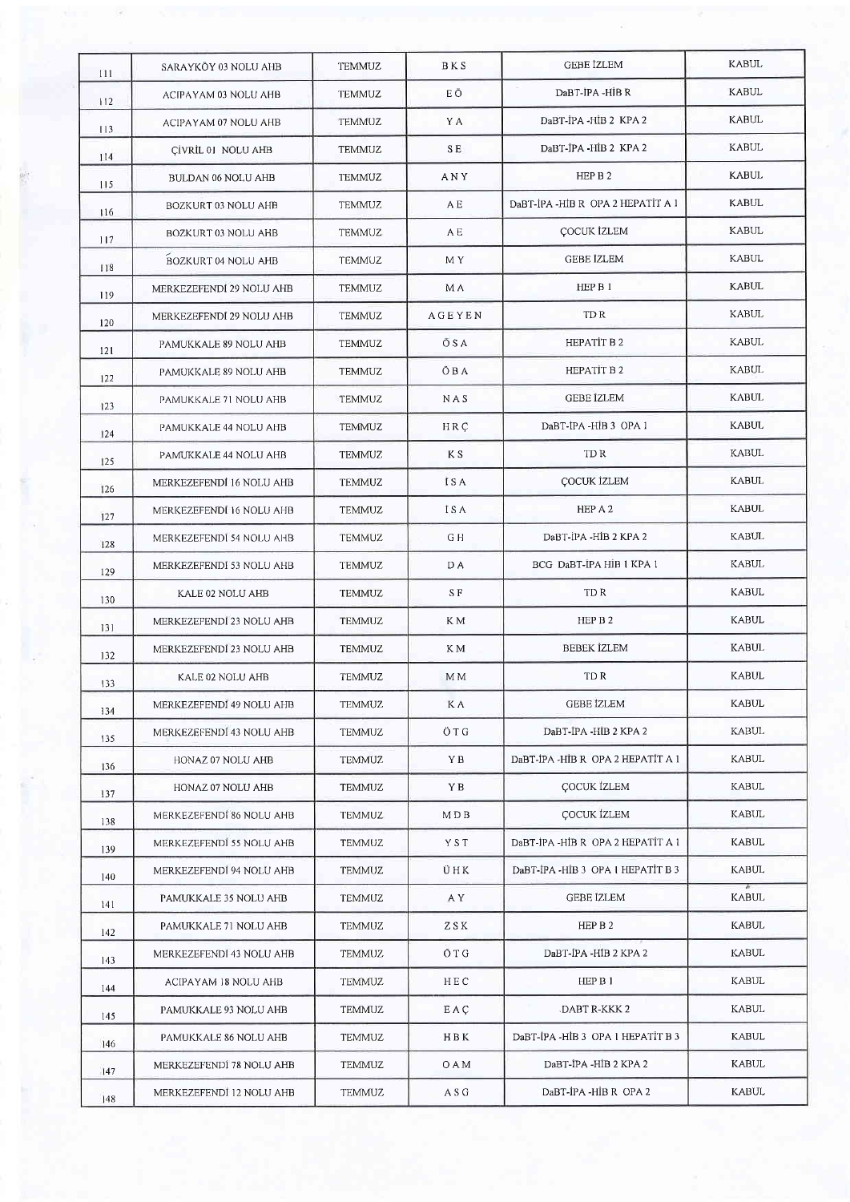| 111 | SARAYKÖY 03 NOLU AHB | TEMMUZ | B K S | GEBE İZLEM | KABUL |
|---|---|---|---|---|---|
| 112 | ACIPAYAM 03 NOLU AHB | TEMMUZ | E Ö | DaBT-İPA -HİB R | KABUL |
| 113 | ACIPAYAM 07 NOLU AHB | TEMMUZ | Y A | DaBT-İPA -HİB 2 KPA 2 | KABUL |
| 114 | ÇİVRİL 01 NOLU AHB | TEMMUZ | S E | DaBT-İPA -HİB 2 KPA 2 | KABUL |
| 115 | BULDAN 06 NOLU AHB | TEMMUZ | A N Y | HEP B 2 | KABUL |
| 116 | BOZKURT 03 NOLU AHB | TEMMUZ | A E | DaBT-İPA -HİB R OPA 2 HEPATİT A 1 | KABUL |
| 117 | BOZKURT 03 NOLU AHB | TEMMUZ | A E | ÇOCUK İZLEM | KABUL |
| 118 | BOZKURT 04 NOLU AHB | TEMMUZ | M Y | GEBE İZLEM | KABUL |
| 119 | MERKEZEFENDİ 29 NOLU AHB | TEMMUZ | M A | HEP B 1 | KABUL |
| 120 | MERKEZEFENDİ 29 NOLU AHB | TEMMUZ | A G E Y E N | TD R | KABUL |
| 121 | PAMUKKALE 89 NOLU AHB | TEMMUZ | Ö S A | HEPATİT B 2 | KABUL |
| 122 | PAMUKKALE 89 NOLU AHB | TEMMUZ | Ö B A | HEPATİT B 2 | KABUL |
| 123 | PAMUKKALE 71 NOLU AHB | TEMMUZ | N A S | GEBE İZLEM | KABUL |
| 124 | PAMUKKALE 44 NOLU AHB | TEMMUZ | H R Ç | DaBT-İPA -HİB 3 OPA 1 | KABUL |
| 125 | PAMUKKALE 44 NOLU AHB | TEMMUZ | K S | TD R | KABUL |
| 126 | MERKEZEFENDİ 16 NOLU AHB | TEMMUZ | İ S A | ÇOCUK İZLEM | KABUL |
| 127 | MERKEZEFENDİ 16 NOLU AHB | TEMMUZ | İ S A | HEP A 2 | KABUL |
| 128 | MERKEZEFENDİ 54 NOLU AHB | TEMMUZ | G H | DaBT-İPA -HİB 2 KPA 2 | KABUL |
| 129 | MERKEZEFENDİ 53 NOLU AHB | TEMMUZ | D A | BCG DaBT-İPA HİB 1 KPA 1 | KABUL |
| 130 | KALE 02 NOLU AHB | TEMMUZ | S F | TD R | KABUL |
| 131 | MERKEZEFENDİ 23 NOLU AHB | TEMMUZ | K M | HEP B 2 | KABUL |
| 132 | MERKEZEFENDİ 23 NOLU AHB | TEMMUZ | K M | BEBEK İZLEM | KABUL |
| 133 | KALE 02 NOLU AHB | TEMMUZ | M M | TD R | KABUL |
| 134 | MERKEZEFENDİ 49 NOLU AHB | TEMMUZ | K A | GEBE İZLEM | KABUL |
| 135 | MERKEZEFENDİ 43 NOLU AHB | TEMMUZ | Ö T G | DaBT-İPA -HİB 2 KPA 2 | KABUL |
| 136 | HONAZ 07 NOLU AHB | TEMMUZ | Y B | DaBT-İPA -HİB R OPA 2 HEPATİT A 1 | KABUL |
| 137 | HONAZ 07 NOLU AHB | TEMMUZ | Y B | ÇOCUK İZLEM | KABUL |
| 138 | MERKEZEFENDİ 86 NOLU AHB | TEMMUZ | M D B | ÇOCUK İZLEM | KABUL |
| 139 | MERKEZEFENDİ 55 NOLU AHB | TEMMUZ | Y S T | DaBT-İPA -HİB R OPA 2 HEPATİT A 1 | KABUL |
| 140 | MERKEZEFENDİ 94 NOLU AHB | TEMMUZ | Ü H K | DaBT-İPA -HİB 3 OPA 1 HEPATİT B 3 | KABUL |
| 141 | PAMUKKALE 35 NOLU AHB | TEMMUZ | A Y | GEBE İZLEM | KABUL |
| 142 | PAMUKKALE 71 NOLU AHB | TEMMUZ | Z S K | HEP B 2 | KABUL |
| 143 | MERKEZEFENDİ 43 NOLU AHB | TEMMUZ | Ö T G | DaBT-İPA -HİB 2 KPA 2 | KABUL |
| 144 | ACIPAYAM 18 NOLU AHB | TEMMUZ | H E C | HEP B 1 | KABUL |
| 145 | PAMUKKALE 93 NOLU AHB | TEMMUZ | E A Ç | DABT R-KKK 2 | KABUL |
| 146 | PAMUKKALE 86 NOLU AHB | TEMMUZ | H B K | DaBT-İPA -HİB 3 OPA 1 HEPATİT B 3 | KABUL |
| 147 | MERKEZEFENDİ 78 NOLU AHB | TEMMUZ | O A M | DaBT-İPA -HİB 2 KPA 2 | KABUL |
| 148 | MERKEZEFENDİ 12 NOLU AHB | TEMMUZ | A S G | DaBT-İPA -HİB R OPA 2 | KABUL |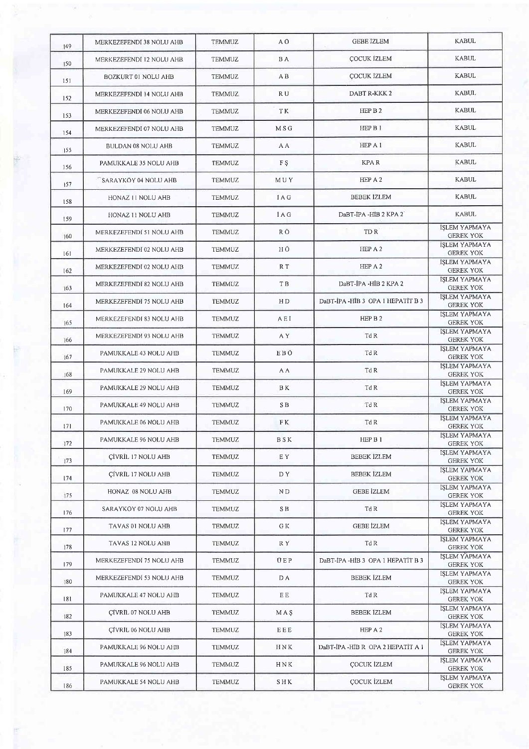| 149 | MERKEZEFENDİ 38 NOLU AHB | TEMMUZ | A O | GEBE İZLEM | KABUL |
|---|---|---|---|---|---|
| 150 | MERKEZEFENDİ 12 NOLU AHB | TEMMUZ | B A | ÇOCUK İZLEM | KABUL |
| 151 | BOZKURT 01 NOLU AHB | TEMMUZ | A B | ÇOCUK İZLEM | KABUL |
| 152 | MERKEZEFENDİ 14 NOLU AHB | TEMMUZ | R U | DABT R-KKK 2 | KABUL |
| 153 | MERKEZEFENDİ 06 NOLU AHB | TEMMUZ | T K | HEP B 2 | KABUL |
| 154 | MERKEZEFENDİ 07 NOLU AHB | TEMMUZ | M S G | HEP B 1 | KABUL |
| 155 | BULDAN 08 NOLU AHB | TEMMUZ | A A | HEP A 1 | KABUL |
| 156 | PAMUKKALE 35 NOLU AHB | TEMMUZ | F Ş | KPA R | KABUL |
| 157 | SARAYKÖY 04 NOLU AHB | TEMMUZ | M U Y | HEP A 2 | KABUL |
| 158 | HONAZ 11 NOLU AHB | TEMMUZ | I A G | BEBEK İZLEM | KABUL |
| 159 | HONAZ 11 NOLU AHB | TEMMUZ | İ A G | DaBT-İPA -HİB 2 KPA 2 | KABUL |
| 160 | MERKEZEFENDİ 51 NOLU AHB | TEMMUZ | R Ö | TD R | İŞLEM YAPMAYA GEREK YOK |
| 161 | MERKEZEFENDİ 02 NOLU AHB | TEMMUZ | H Ö | HEP A 2 | İŞLEM YAPMAYA GEREK YOK |
| 162 | MERKEZEFENDİ 02 NOLU AHB | TEMMUZ | R T | HEP A 2 | İŞLEM YAPMAYA GEREK YOK |
| 163 | MERKEZEFENDİ 82 NOLU AHB | TEMMUZ | T B | DaBT-İPA -HİB 2 KPA 2 | İŞLEM YAPMAYA GEREK YOK |
| 164 | MERKEZEFENDİ 75 NOLU AHB | TEMMUZ | H D | DaBT-İPA -HİB 3 OPA 1 HEPATİT B 3 | İŞLEM YAPMAYA GEREK YOK |
| 165 | MERKEZEFENDİ 83 NOLU AHB | TEMMUZ | A E I | HEP B 2 | İŞLEM YAPMAYA GEREK YOK |
| 166 | MERKEZEFENDİ 93 NOLU AHB | TEMMUZ | A Y | Td R | İŞLEM YAPMAYA GEREK YOK |
| 167 | PAMUKKALE 43 NOLU AHB | TEMMUZ | E B Ö | Td R | İŞLEM YAPMAYA GEREK YOK |
| 168 | PAMUKKALE 29 NOLU AHB | TEMMUZ | A A | Td R | İŞLEM YAPMAYA GEREK YOK |
| 169 | PAMUKKALE 29 NOLU AHB | TEMMUZ | B K | Td R | İŞLEM YAPMAYA GEREK YOK |
| 170 | PAMUKKALE 49 NOLU AHB | TEMMUZ | S B | Td R | İŞLEM YAPMAYA GEREK YOK |
| 171 | PAMUKKALE 06 NOLU AHB | TEMMUZ | F K | Td R | İŞLEM YAPMAYA GEREK YOK |
| 172 | PAMUKKALE 96 NOLU AHB | TEMMUZ | B S K | HEP B 1 | İŞLEM YAPMAYA GEREK YOK |
| 173 | ÇİVRİL 17 NOLU AHB | TEMMUZ | E Y | BEBEK İZLEM | İŞLEM YAPMAYA GEREK YOK |
| 174 | ÇİVRİL 17 NOLU AHB | TEMMUZ | D Y | BEBEK İZLEM | İŞLEM YAPMAYA GEREK YOK |
| 175 | HONAZ 08 NOLU AHB | TEMMUZ | N D | GEBE İZLEM | İŞLEM YAPMAYA GEREK YOK |
| 176 | SARAYKÖY 07 NOLU AHB | TEMMUZ | S B | Td R | İŞLEM YAPMAYA GEREK YOK |
| 177 | TAVAS 01 NOLU AHB | TEMMUZ | G K | GEBE İZLEM | İŞLEM YAPMAYA GEREK YOK |
| 178 | TAVAS 12 NOLU AHB | TEMMUZ | R Y | Td R | İŞLEM YAPMAYA GEREK YOK |
| 179 | MERKEZEFENDİ 75 NOLU AHB | TEMMUZ | Ü E P | DaBT-İPA -HİB 3 OPA 1 HEPATİT B 3 | İŞLEM YAPMAYA GEREK YOK |
| 180 | MERKEZEFENDİ 53 NOLU AHB | TEMMUZ | D A | BEBEK İZLEM | İŞLEM YAPMAYA GEREK YOK |
| 181 | PAMUKKALE 47 NOLU AHB | TEMMUZ | E E | Td R | İŞLEM YAPMAYA GEREK YOK |
| 182 | ÇİVRİL 07 NOLU AHB | TEMMUZ | M A Ş | BEBEK İZLEM | İŞLEM YAPMAYA GEREK YOK |
| 183 | ÇİVRİL 06 NOLU AHB | TEMMUZ | E E E | HEP A 2 | İŞLEM YAPMAYA GEREK YOK |
| 184 | PAMUKKALE 96 NOLU AHB | TEMMUZ | H N K | DaBT-İPA -HİB R OPA 2 HEPATİT A 1 | İŞLEM YAPMAYA GEREK YOK |
| 185 | PAMUKKALE 96 NOLU AHB | TEMMUZ | H N K | ÇOCUK İZLEM | İŞLEM YAPMAYA GEREK YOK |
| 186 | PAMUKKALE 54 NOLU AHB | TEMMUZ | S H K | ÇOCUK İZLEM | İŞLEM YAPMAYA GEREK YOK |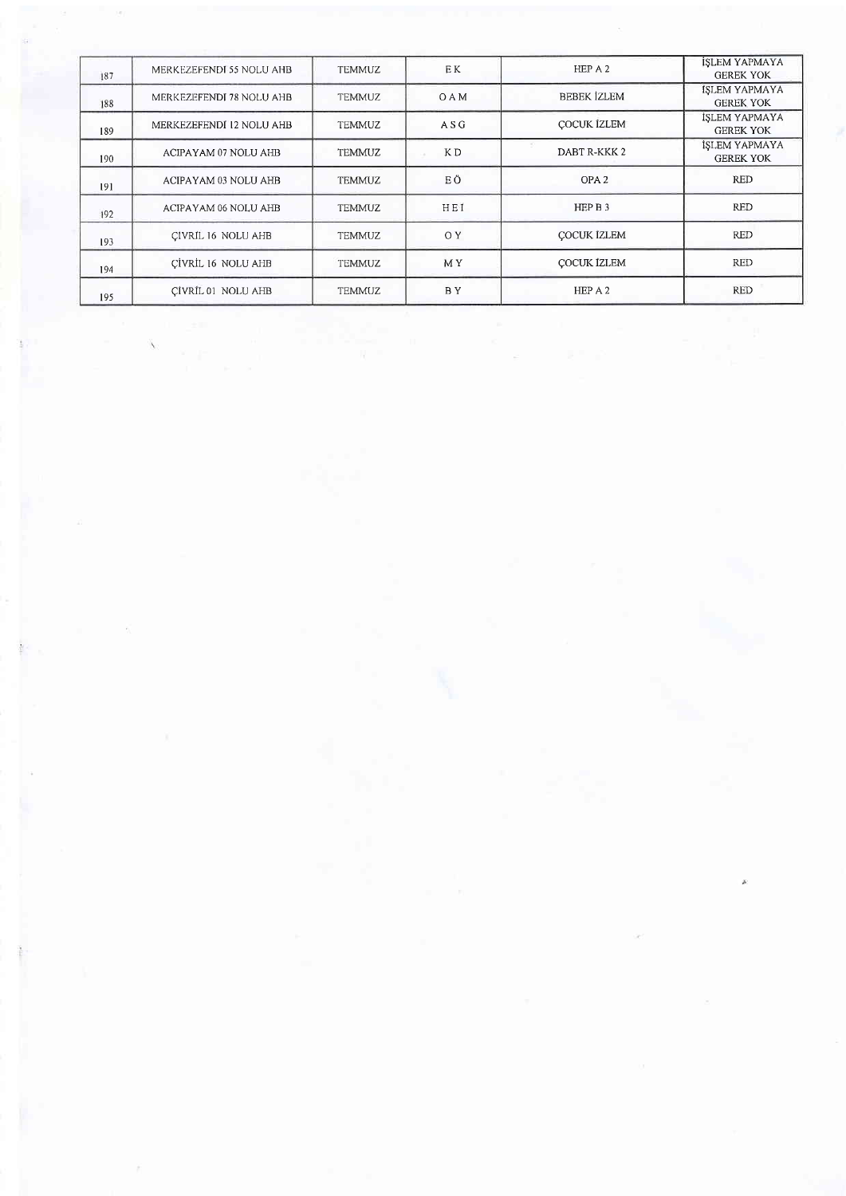| | | | | | |
|---|---|---|---|---|---|
| 187 | MERKEZEFENDİ 55 NOLU AHB | TEMMUZ | E K | HEP A 2 | İŞLEM YAPMAYA GEREK YOK |
| 188 | MERKEZEFENDİ 78 NOLU AHB | TEMMUZ | O A M | BEBEK İZLEM | İŞLEM YAPMAYA GEREK YOK |
| 189 | MERKEZEFENDİ 12 NOLU AHB | TEMMUZ | A S G | ÇOCUK İZLEM | İŞLEM YAPMAYA GEREK YOK |
| 190 | ACIPAYAM 07 NOLU AHB | TEMMUZ | K D | DABT R-KKK 2 | İŞLEM YAPMAYA GEREK YOK |
| 191 | ACIPAYAM 03 NOLU AHB | TEMMUZ | E Ö | OPA 2 | RED |
| 192 | ACIPAYAM 06 NOLU AHB | TEMMUZ | H E I | HEP B 3 | RED |
| 193 | ÇİVRİL 16 NOLU AHB | TEMMUZ | O Y | ÇOCUK İZLEM | RED |
| 194 | ÇİVRİL 16 NOLU AHB | TEMMUZ | M Y | ÇOCUK İZLEM | RED |
| 195 | ÇİVRİL 01 NOLU AHB | TEMMUZ | B Y | HEP A 2 | RED |